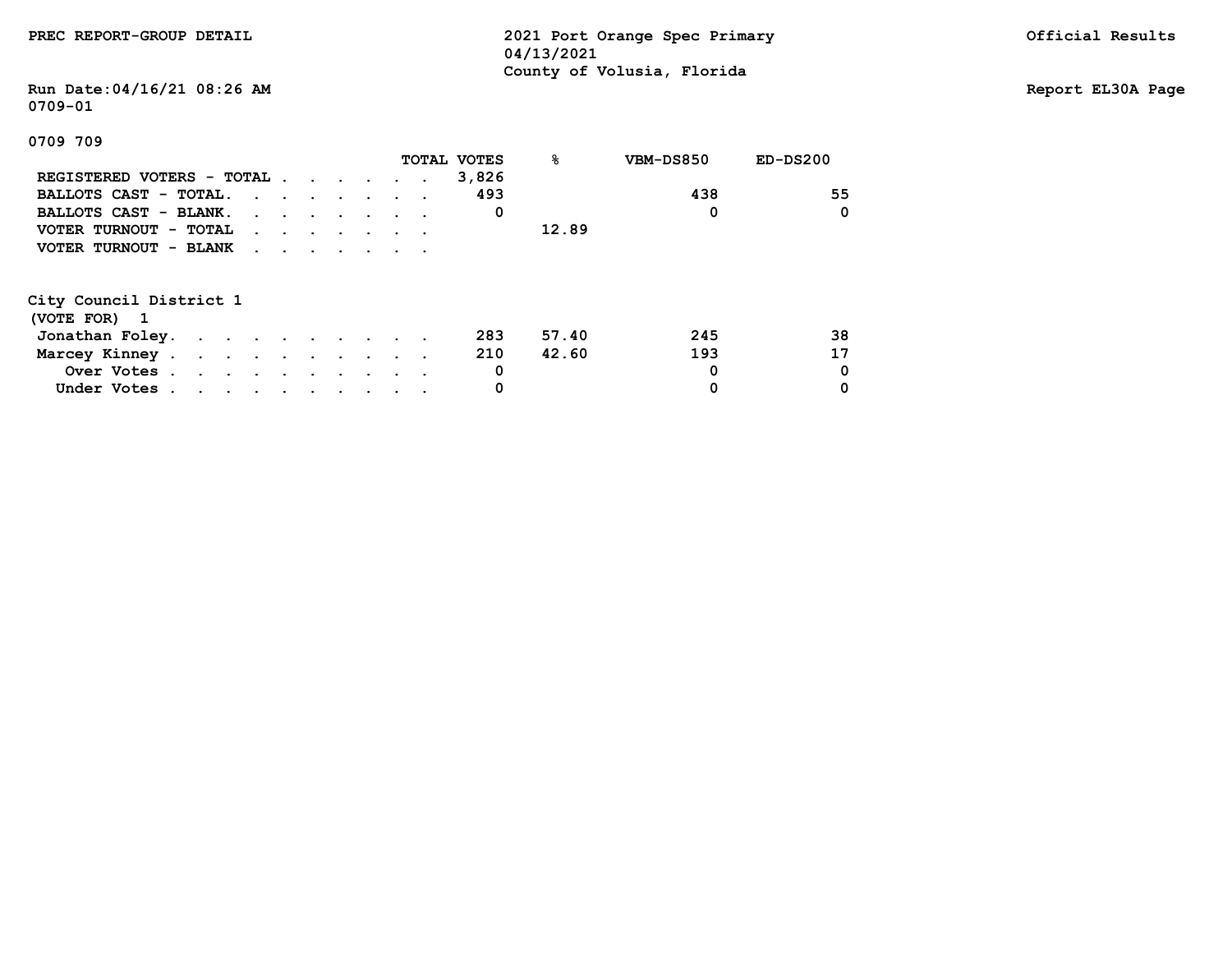PREC REPORT-GROUP DETAIL

2021 Port Orange Spec Primary
04/13/2021
County of Volusia, Florida

Official Results

Run Date:04/16/21 08:26 AM

Report EL30A Page

0709-01

0709 709

| | TOTAL VOTES | % | VBM-DS850 | ED-DS200 |
|---|---|---|---|---|
| REGISTERED VOTERS - TOTAL | 3,826 | | | |
| BALLOTS CAST - TOTAL. | 493 | | 438 | 55 |
| BALLOTS CAST - BLANK. | 0 | | 0 | 0 |
| VOTER TURNOUT - TOTAL | | 12.89 | | |
| VOTER TURNOUT - BLANK | | | | |

City Council District 1
(VOTE FOR) 1

| | TOTAL VOTES | % | VBM-DS850 | ED-DS200 |
|---|---|---|---|---|
| Jonathan Foley. | 283 | 57.40 | 245 | 38 |
| Marcey Kinney | 210 | 42.60 | 193 | 17 |
| Over Votes | 0 | | 0 | 0 |
| Under Votes | 0 | | 0 | 0 |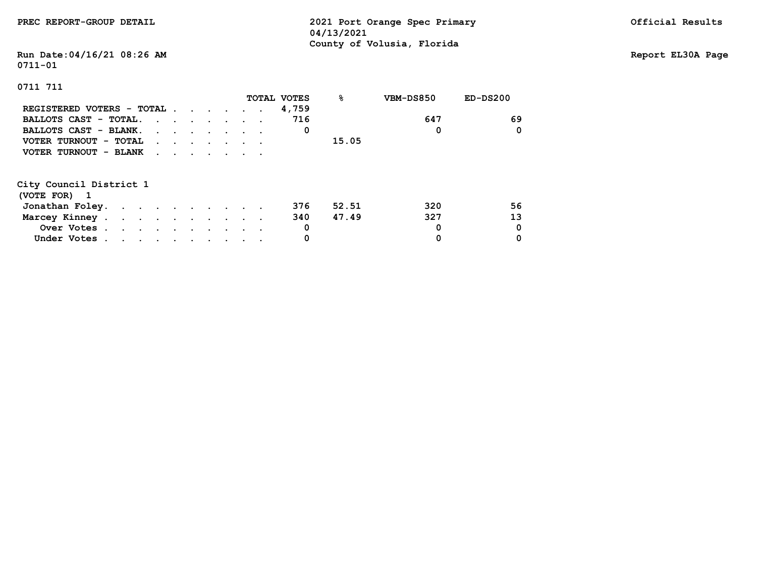PREC REPORT-GROUP DETAIL

2021 Port Orange Spec Primary
04/13/2021
County of Volusia, Florida

Official Results

Run Date:04/16/21 08:26 AM

Report EL30A Page

0711-01

0711 711

| | TOTAL VOTES | % | VBM-DS850 | ED-DS200 |
|---|---|---|---|---|
| REGISTERED VOTERS - TOTAL | 4,759 | | | |
| BALLOTS CAST - TOTAL. | 716 | | 647 | 69 |
| BALLOTS CAST - BLANK. | 0 | | 0 | 0 |
| VOTER TURNOUT - TOTAL | | 15.05 | | |
| VOTER TURNOUT - BLANK | | | | |

## City Council District 1
(VOTE FOR) 1

| | TOTAL VOTES | % | VBM-DS850 | ED-DS200 |
|---|---|---|---|---|
| Jonathan Foley. | 376 | 52.51 | 320 | 56 |
| Marcey Kinney | 340 | 47.49 | 327 | 13 |
| Over Votes | 0 | | 0 | 0 |
| Under Votes | 0 | | 0 | 0 |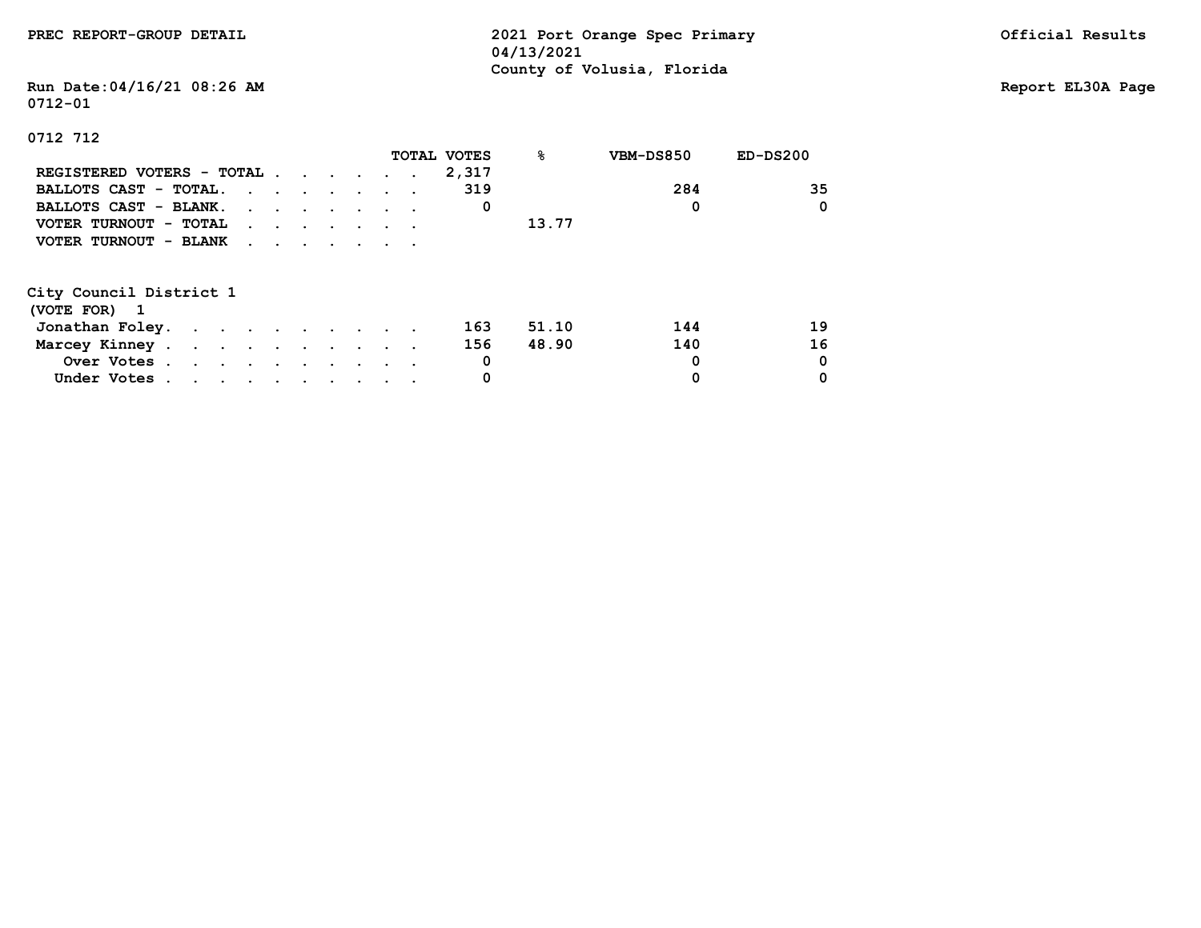PREC REPORT-GROUP DETAIL

2021 Port Orange Spec Primary
04/13/2021
County of Volusia, Florida

Official Results

Run Date:04/16/21 08:26 AM

Report EL30A Page

0712-01

0712 712

| | TOTAL VOTES | % | VBM-DS850 | ED-DS200 |
|---|---|---|---|---|
| REGISTERED VOTERS - TOTAL | 2,317 | | | |
| BALLOTS CAST - TOTAL. | 319 | | 284 | 35 |
| BALLOTS CAST - BLANK. | 0 | | 0 | 0 |
| VOTER TURNOUT - TOTAL | | 13.77 | | |
| VOTER TURNOUT - BLANK | | | | |

City Council District 1
(VOTE FOR) 1

| | TOTAL VOTES | % | VBM-DS850 | ED-DS200 |
|---|---|---|---|---|
| Jonathan Foley. | 163 | 51.10 | 144 | 19 |
| Marcey Kinney | 156 | 48.90 | 140 | 16 |
| Over Votes | 0 | | 0 | 0 |
| Under Votes | 0 | | 0 | 0 |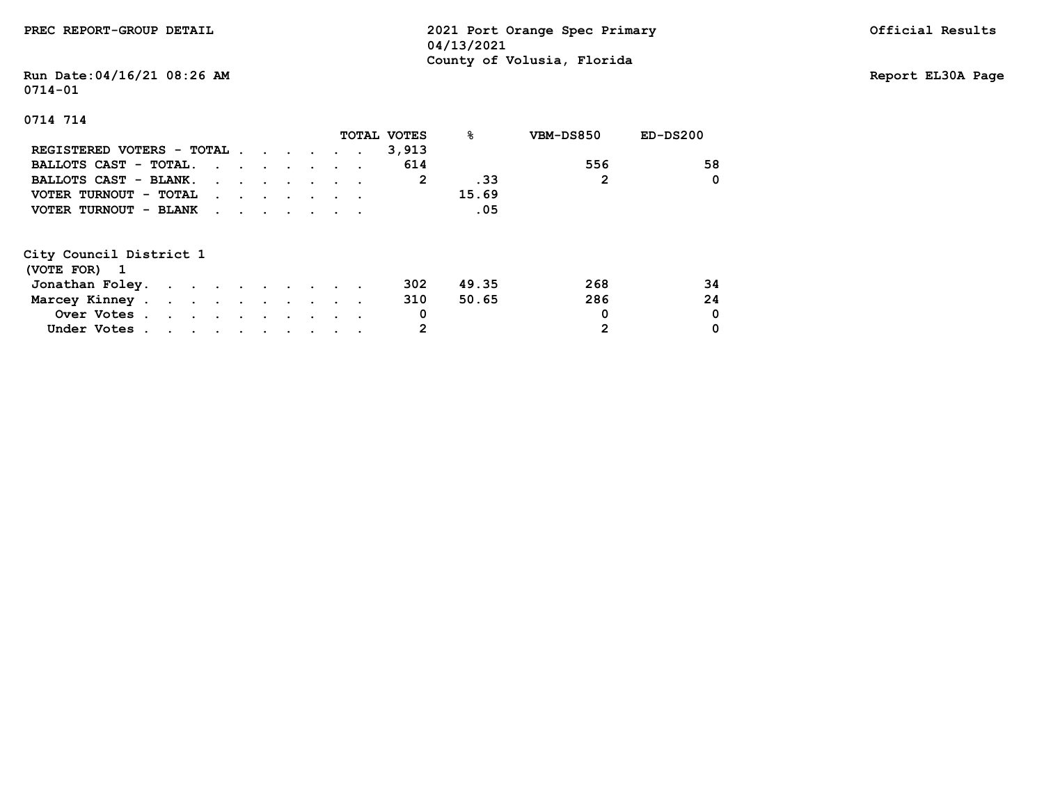0714-01

0714 714

| | TOTAL VOTES | % | VBM-DS850 | ED-DS200 |
|---|---|---|---|---|
| REGISTERED VOTERS - TOTAL | 3,913 | | | |
| BALLOTS CAST - TOTAL. | 614 | | 556 | 58 |
| BALLOTS CAST - BLANK. | 2 | .33 | 2 | 0 |
| VOTER TURNOUT - TOTAL | | 15.69 | | |
| VOTER TURNOUT - BLANK | | .05 | | |

City Council District 1
(VOTE FOR) 1

| | TOTAL VOTES | % | VBM-DS850 | ED-DS200 |
|---|---|---|---|---|
| Jonathan Foley. | 302 | 49.35 | 268 | 34 |
| Marcey Kinney | 310 | 50.65 | 286 | 24 |
| Over Votes | 0 | | 0 | 0 |
| Under Votes | 2 | | 2 | 0 |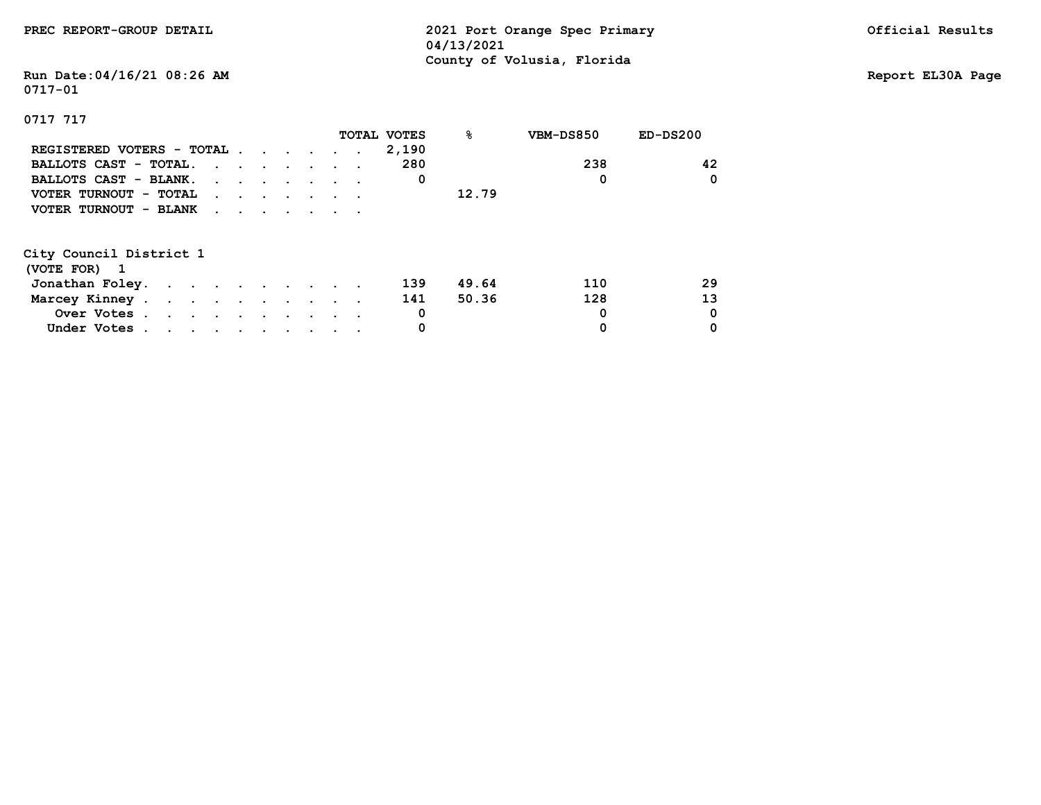PREC REPORT-GROUP DETAIL

2021 Port Orange Spec Primary
04/13/2021
County of Volusia, Florida

Official Results

Run Date:04/16/21 08:26 AM
0717-01

Report EL30A Page

0717 717

| | TOTAL VOTES | % | VBM-DS850 | ED-DS200 |
|---|---|---|---|---|
| REGISTERED VOTERS - TOTAL | 2,190 | | | |
| BALLOTS CAST - TOTAL. | 280 | | 238 | 42 |
| BALLOTS CAST - BLANK. | 0 | | 0 | 0 |
| VOTER TURNOUT - TOTAL | | 12.79 | | |
| VOTER TURNOUT - BLANK | | | | |

City Council District 1
(VOTE FOR) 1

| | TOTAL VOTES | % | VBM-DS850 | ED-DS200 |
|---|---|---|---|---|
| Jonathan Foley. | 139 | 49.64 | 110 | 29 |
| Marcey Kinney | 141 | 50.36 | 128 | 13 |
| Over Votes | 0 | | 0 | 0 |
| Under Votes | 0 | | 0 | 0 |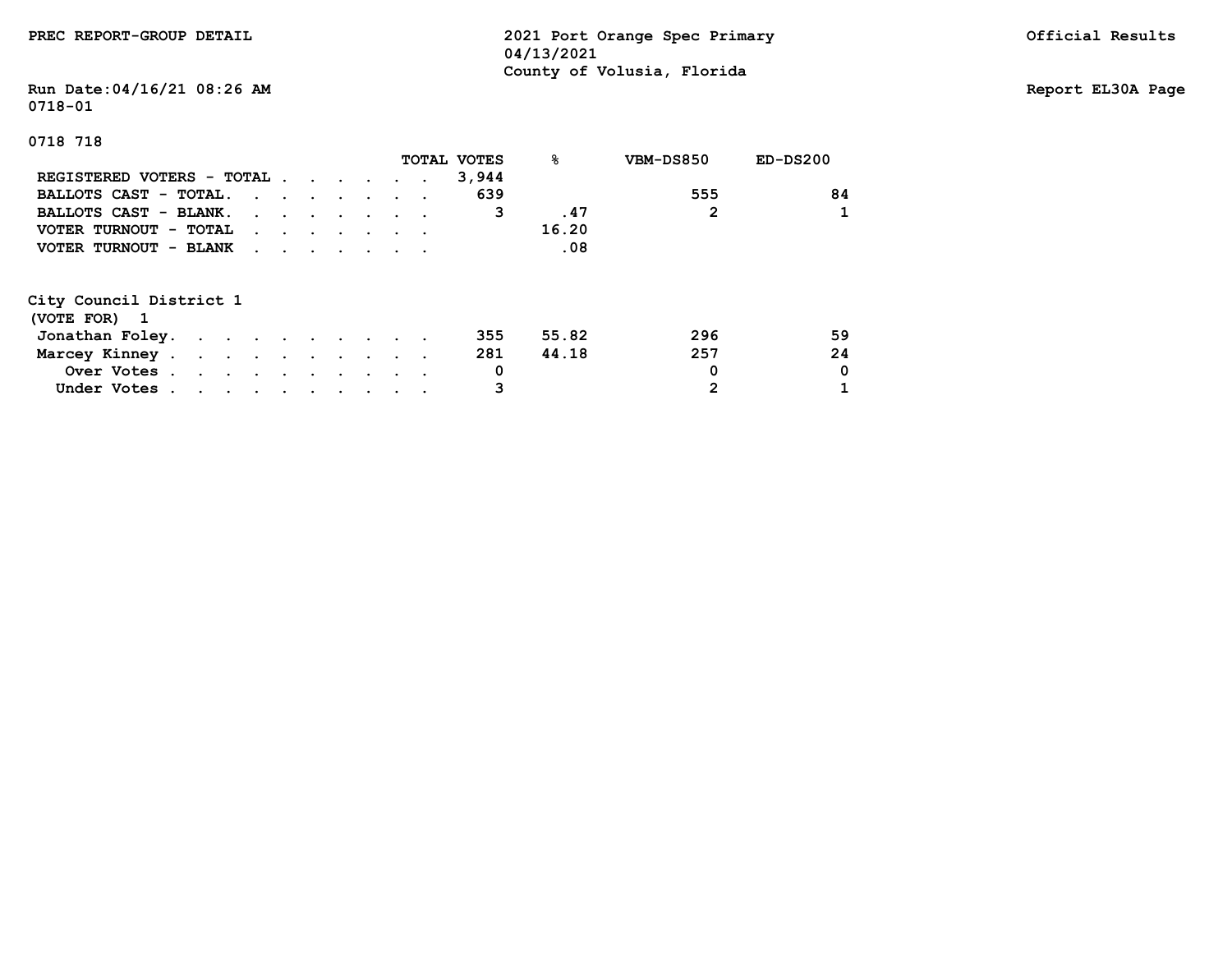PREC REPORT-GROUP DETAIL

2021 Port Orange Spec Primary
04/13/2021
County of Volusia, Florida

Official Results

Run Date:04/16/21 08:26 AM

Report EL30A Page

0718-01

0718 718

| | TOTAL VOTES | % | VBM-DS850 | ED-DS200 |
|---|---|---|---|---|
| REGISTERED VOTERS - TOTAL | 3,944 | | | |
| BALLOTS CAST - TOTAL. | 639 | | 555 | 84 |
| BALLOTS CAST - BLANK. | 3 | .47 | 2 | 1 |
| VOTER TURNOUT - TOTAL | | 16.20 | | |
| VOTER TURNOUT - BLANK | | .08 | | |

City Council District 1
(VOTE FOR) 1

| | TOTAL VOTES | % | VBM-DS850 | ED-DS200 |
|---|---|---|---|---|
| Jonathan Foley. | 355 | 55.82 | 296 | 59 |
| Marcey Kinney | 281 | 44.18 | 257 | 24 |
| Over Votes | 0 | | 0 | 0 |
| Under Votes | 3 | | 2 | 1 |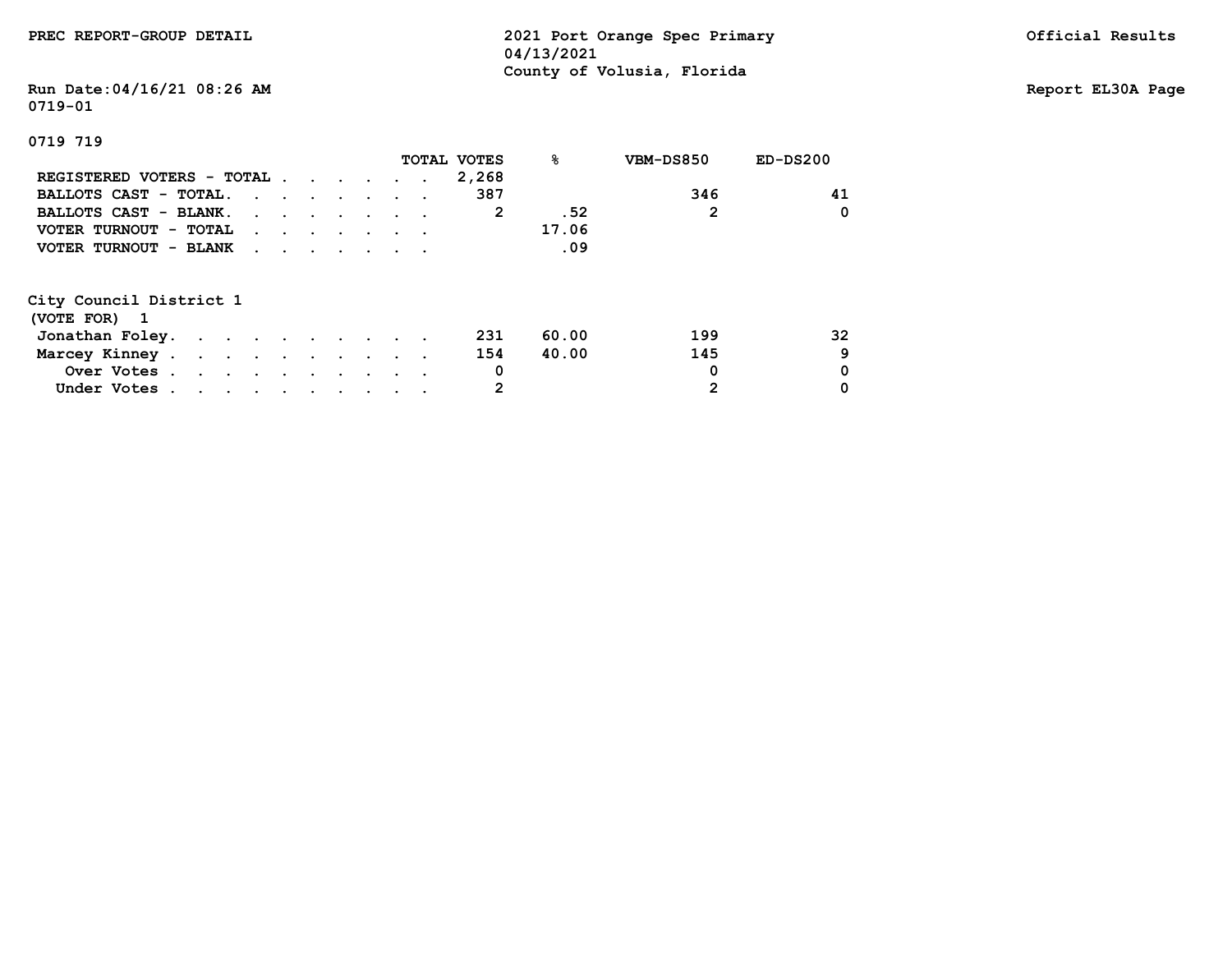PREC REPORT-GROUP DETAIL

**2021 Port Orange Spec Primary**
04/13/2021
County of Volusia, Florida

Official Results

Run Date:04/16/21 08:26 AM
0719-01

Report EL30A Page

0719 719

| | TOTAL VOTES | % | VBM-DS850 | ED-DS200 |
|---|---|---|---|---|
| REGISTERED VOTERS - TOTAL | 2,268 | | | |
| BALLOTS CAST - TOTAL. | 387 | | 346 | 41 |
| BALLOTS CAST - BLANK. | 2 | .52 | 2 | 0 |
| VOTER TURNOUT - TOTAL | | 17.06 | | |
| VOTER TURNOUT - BLANK | | .09 | | |

City Council District 1
(VOTE FOR) 1

| | TOTAL VOTES | % | VBM-DS850 | ED-DS200 |
|---|---|---|---|---|
| Jonathan Foley. | 231 | 60.00 | 199 | 32 |
| Marcey Kinney | 154 | 40.00 | 145 | 9 |
| Over Votes | 0 | | 0 | 0 |
| Under Votes | 2 | | 2 | 0 |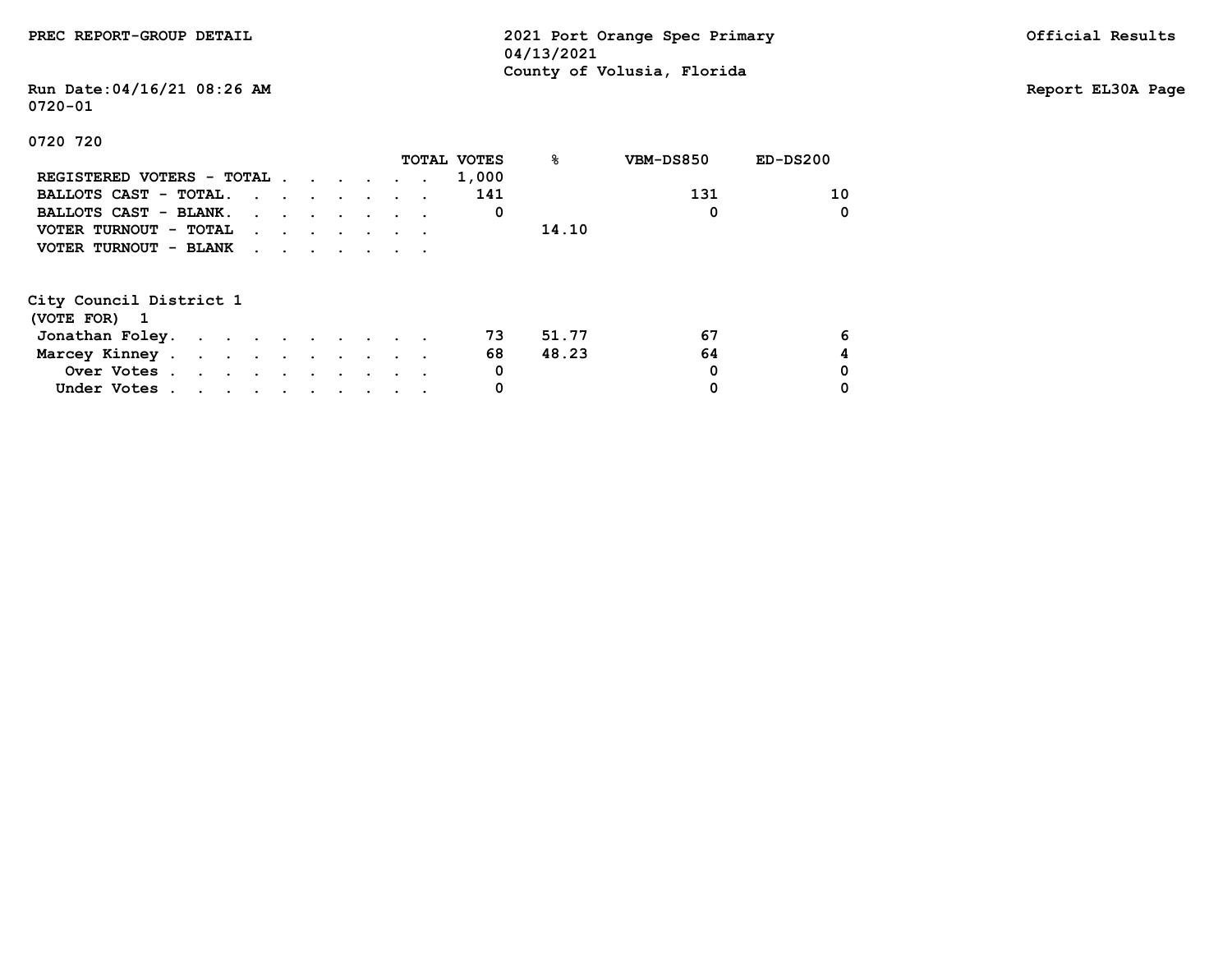PREC REPORT-GROUP DETAIL

2021 Port Orange Spec Primary
04/13/2021
County of Volusia, Florida

Official Results

Run Date:04/16/21 08:26 AM
0720-01

Report EL30A Page

0720 720

| | TOTAL VOTES | % | VBM-DS850 | ED-DS200 |
|---|---|---|---|---|
| REGISTERED VOTERS - TOTAL | 1,000 | | | |
| BALLOTS CAST - TOTAL. | 141 | | 131 | 10 |
| BALLOTS CAST - BLANK. | 0 | | 0 | 0 |
| VOTER TURNOUT - TOTAL | | 14.10 | | |
| VOTER TURNOUT - BLANK | | | | |

City Council District 1
(VOTE FOR) 1

| | TOTAL VOTES | % | VBM-DS850 | ED-DS200 |
|---|---|---|---|---|
| Jonathan Foley. | 73 | 51.77 | 67 | 6 |
| Marcey Kinney | 68 | 48.23 | 64 | 4 |
| Over Votes | 0 | | 0 | 0 |
| Under Votes | 0 | | 0 | 0 |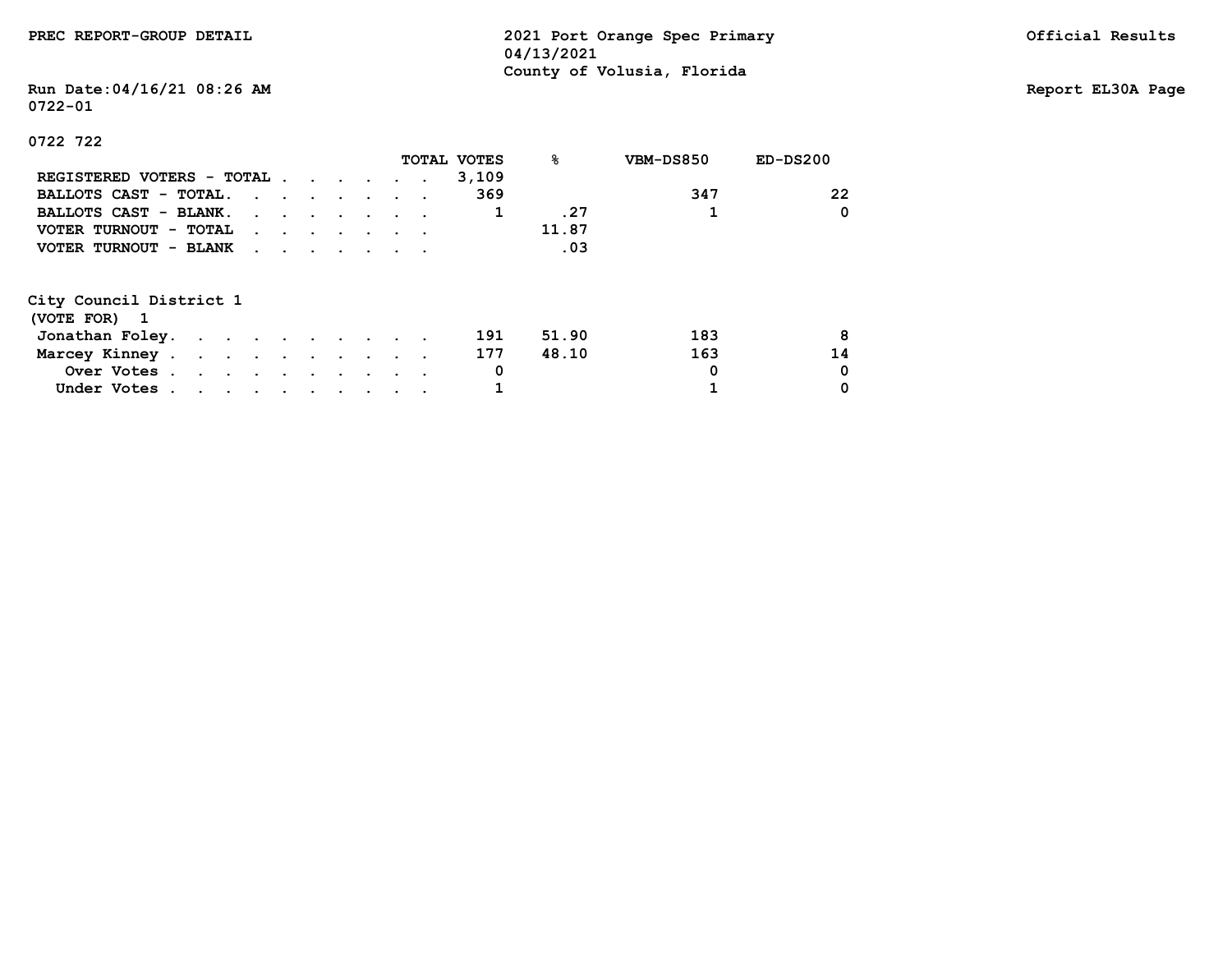0722-01

0722 722

| | TOTAL VOTES | % | VBM-DS850 | ED-DS200 |
|---|---|---|---|---|
| REGISTERED VOTERS - TOTAL | 3,109 | | | |
| BALLOTS CAST - TOTAL. | 369 | | 347 | 22 |
| BALLOTS CAST - BLANK. | 1 | .27 | 1 | 0 |
| VOTER TURNOUT - TOTAL | | 11.87 | | |
| VOTER TURNOUT - BLANK | | .03 | | |

City Council District 1
(VOTE FOR) 1

| | TOTAL VOTES | % | VBM-DS850 | ED-DS200 |
|---|---|---|---|---|
| Jonathan Foley. | 191 | 51.90 | 183 | 8 |
| Marcey Kinney | 177 | 48.10 | 163 | 14 |
| Over Votes | 0 | | 0 | 0 |
| Under Votes | 1 | | 1 | 0 |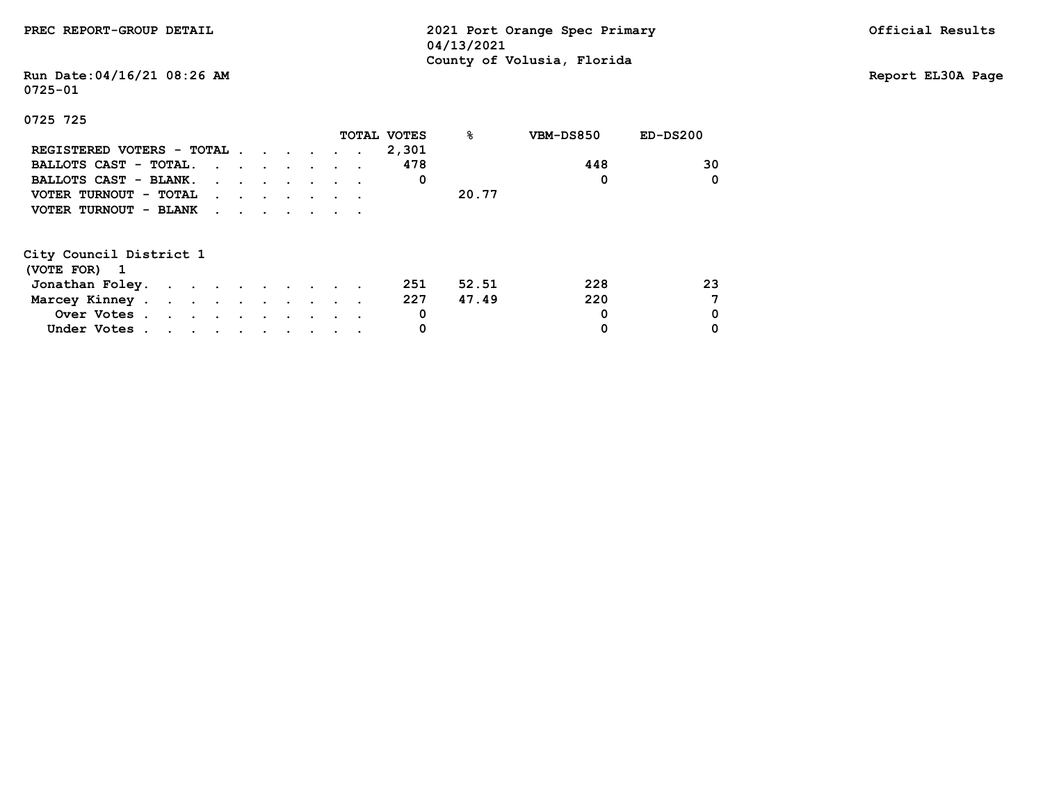PREC REPORT-GROUP DETAIL

2021 Port Orange Spec Primary
04/13/2021
County of Volusia, Florida

Official Results

Run Date:04/16/21 08:26 AM

Report EL30A Page

0725-01

0725 725

| | TOTAL VOTES | % | VBM-DS850 | ED-DS200 |
|---|---|---|---|---|
| REGISTERED VOTERS - TOTAL | 2,301 | | | |
| BALLOTS CAST - TOTAL | 478 | | 448 | 30 |
| BALLOTS CAST - BLANK | 0 | | 0 | 0 |
| VOTER TURNOUT - TOTAL | | 20.77 | | |
| VOTER TURNOUT - BLANK | | | | |

City Council District 1
(VOTE FOR) 1

| | TOTAL VOTES | % | VBM-DS850 | ED-DS200 |
|---|---|---|---|---|
| Jonathan Foley | 251 | 52.51 | 228 | 23 |
| Marcey Kinney | 227 | 47.49 | 220 | 7 |
| Over Votes | 0 | | 0 | 0 |
| Under Votes | 0 | | 0 | 0 |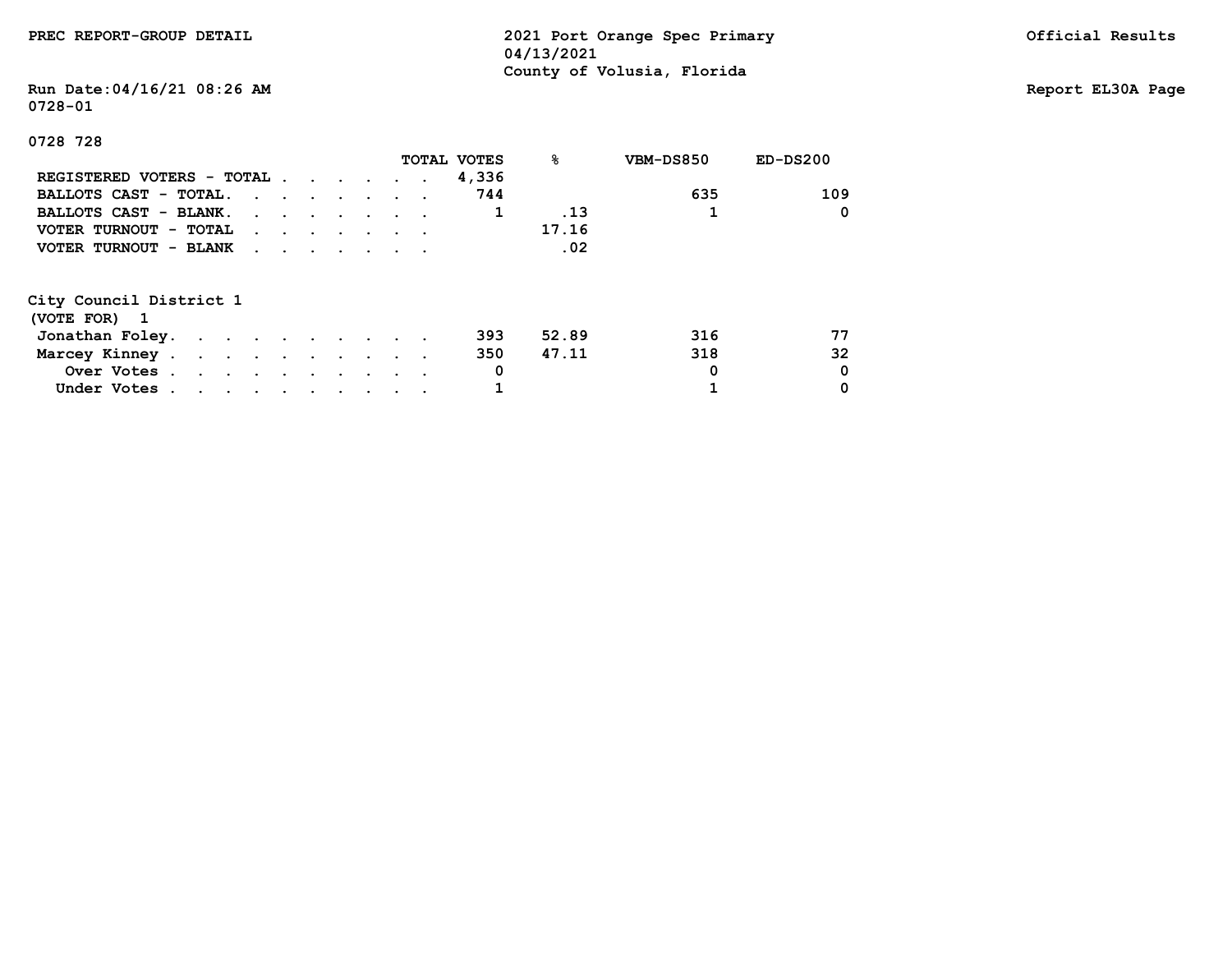PREC REPORT-GROUP DETAIL

2021 Port Orange Spec Primary
04/13/2021
County of Volusia, Florida

Official Results

Run Date:04/16/21 08:26 AM

Report EL30A Page

0728-01

0728 728

| | TOTAL VOTES | % | VBM-DS850 | ED-DS200 |
|---|---|---|---|---|
| REGISTERED VOTERS - TOTAL | 4,336 | | | |
| BALLOTS CAST - TOTAL | 744 | | 635 | 109 |
| BALLOTS CAST - BLANK | 1 | .13 | 1 | 0 |
| VOTER TURNOUT - TOTAL | | 17.16 | | |
| VOTER TURNOUT - BLANK | | .02 | | |

City Council District 1
(VOTE FOR) 1

| | TOTAL VOTES | % | VBM-DS850 | ED-DS200 |
|---|---|---|---|---|
| Jonathan Foley | 393 | 52.89 | 316 | 77 |
| Marcey Kinney | 350 | 47.11 | 318 | 32 |
| Over Votes | 0 | | 0 | 0 |
| Under Votes | 1 | | 1 | 0 |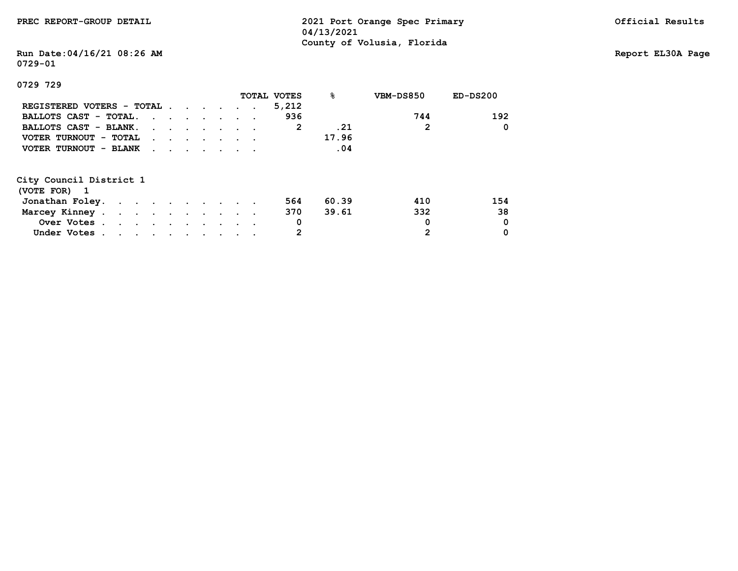PREC REPORT-GROUP DETAIL

**2021 Port Orange Spec Primary**
04/13/2021
County of Volusia, Florida

Official Results

Run Date:04/16/21 08:26 AM
0729-01

Report EL30A Page

0729 729

| | TOTAL VOTES | % | VBM-DS850 | ED-DS200 |
|---|---|---|---|---|
| REGISTERED VOTERS - TOTAL | 5,212 | | | |
| BALLOTS CAST - TOTAL. | 936 | | 744 | 192 |
| BALLOTS CAST - BLANK. | 2 | .21 | 2 | 0 |
| VOTER TURNOUT - TOTAL | | 17.96 | | |
| VOTER TURNOUT - BLANK | | .04 | | |

City Council District 1
(VOTE FOR) 1

| | TOTAL VOTES | % | VBM-DS850 | ED-DS200 |
|---|---|---|---|---|
| Jonathan Foley. | 564 | 60.39 | 410 | 154 |
| Marcey Kinney | 370 | 39.61 | 332 | 38 |
| Over Votes | 0 | | 0 | 0 |
| Under Votes | 2 | | 2 | 0 |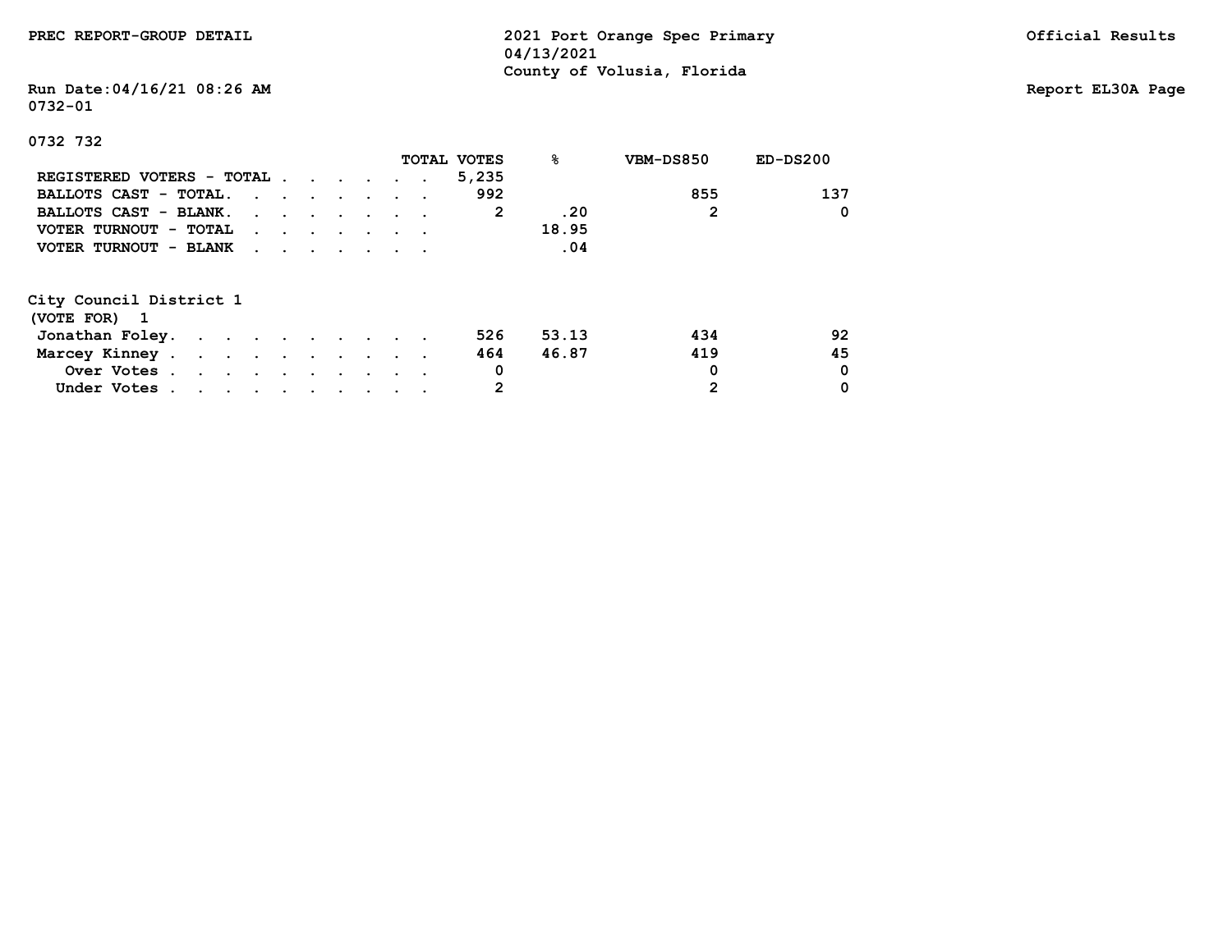PREC REPORT-GROUP DETAIL

2021 Port Orange Spec Primary
04/13/2021
County of Volusia, Florida

Official Results

Run Date:04/16/21 08:26 AM

Report EL30A Page

0732-01

0732 732

| | TOTAL VOTES | % | VBM-DS850 | ED-DS200 |
|---|---|---|---|---|
| REGISTERED VOTERS - TOTAL | 5,235 | | | |
| BALLOTS CAST - TOTAL | 992 | | 855 | 137 |
| BALLOTS CAST - BLANK | 2 | .20 | 2 | 0 |
| VOTER TURNOUT - TOTAL | | 18.95 | | |
| VOTER TURNOUT - BLANK | | .04 | | |

City Council District 1
(VOTE FOR) 1

| | TOTAL VOTES | % | VBM-DS850 | ED-DS200 |
|---|---|---|---|---|
| Jonathan Foley | 526 | 53.13 | 434 | 92 |
| Marcey Kinney | 464 | 46.87 | 419 | 45 |
| Over Votes | 0 | | 0 | 0 |
| Under Votes | 2 | | 2 | 0 |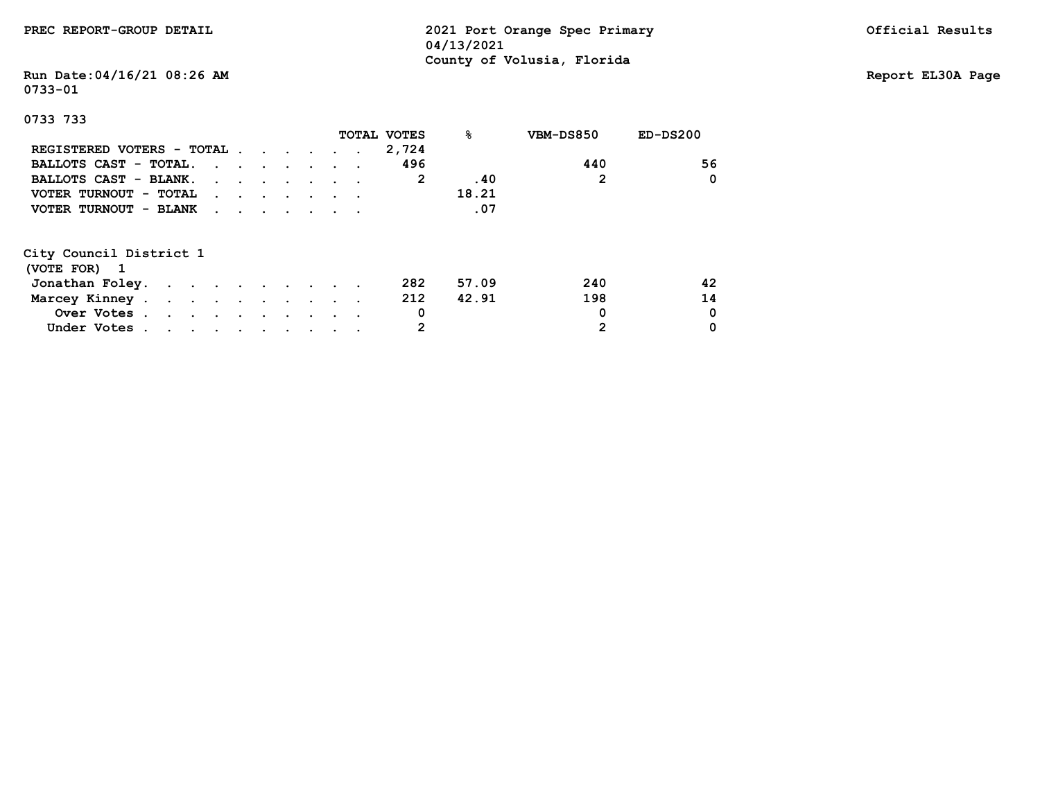PREC REPORT-GROUP DETAIL

2021 Port Orange Spec Primary
04/13/2021
County of Volusia, Florida

Official Results

Run Date:04/16/21 08:26 AM

Report EL30A Page

0733-01

0733 733

| | TOTAL VOTES | % | VBM-DS850 | ED-DS200 |
|---|---|---|---|---|
| REGISTERED VOTERS - TOTAL | 2,724 | | | |
| BALLOTS CAST - TOTAL. | 496 | | 440 | 56 |
| BALLOTS CAST - BLANK. | 2 | .40 | 2 | 0 |
| VOTER TURNOUT - TOTAL | | 18.21 | | |
| VOTER TURNOUT - BLANK | | .07 | | |

City Council District 1
(VOTE FOR) 1

| | TOTAL VOTES | % | VBM-DS850 | ED-DS200 |
|---|---|---|---|---|
| Jonathan Foley. | 282 | 57.09 | 240 | 42 |
| Marcey Kinney | 212 | 42.91 | 198 | 14 |
| Over Votes | 0 | | 0 | 0 |
| Under Votes | 2 | | 2 | 0 |